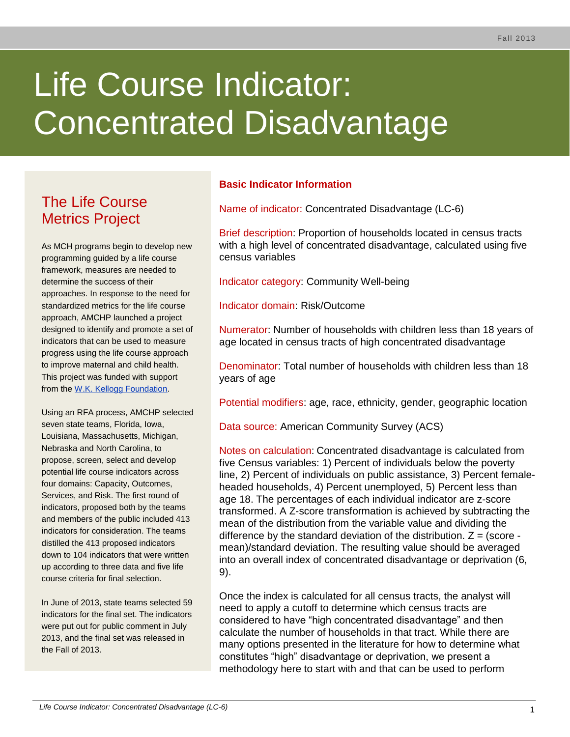Fall 2013

# Life Course Indicator: Concentrated Disadvantage

## The Life Course Metrics Project

As MCH programs begin to develop new programming guided by a life course framework, measures are needed to determine the success of their approaches. In response to the need for standardized metrics for the life course approach, AMCHP launched a project designed to identify and promote a set of indicators that can be used to measure progress using the life course approach to improve maternal and child health. This project was funded with support from the [W.K. Kellogg Foundation](https://www.wkkf.org).

Using an RFA process, AMCHP selected seven state teams, Florida, Iowa, Louisiana, Massachusetts, Michigan, Nebraska and North Carolina, to propose, screen, select and develop potential life course indicators across four domains: Capacity, Outcomes, Services, and Risk. The first round of indicators, proposed both by the teams and members of the public included 413 indicators for consideration. The teams distilled the 413 proposed indicators down to 104 indicators that were written up according to three data and five life course criteria for final selection.

In June of 2013, state teams selected 59 indicators for the final set. The indicators were put out for public comment in July 2013, and the final set was released in the Fall of 2013.

## Basic Indicator Information

Name of indicator: Concentrated Disadvantage (LC-6)

Brief description: Proportion of households located in census tracts with a high level of concentrated disadvantage, calculated using five census variables

Indicator category: Community Well-being

Indicator domain: Risk/Outcome

Numerator: Number of households with children less than 18 years of age located in census tracts of high concentrated disadvantage

Denominator: Total number of households with children less than 18 years of age

Potential modifiers: age, race, ethnicity, gender, geographic location

Data source: American Community Survey (ACS)

Notes on calculation: Concentrated disadvantage is calculated from five Census variables: 1) Percent of individuals below the poverty line, 2) Percent of individuals on public assistance, 3) Percent female-headed households, 4) Percent unemployed, 5) Percent less than age 18. The percentages of each individual indicator are z-score transformed. A Z-score transformation is achieved by subtracting the mean of the distribution from the variable value and dividing the difference by the standard deviation of the distribution. Z = (score - mean)/standard deviation. The resulting value should be averaged into an overall index of concentrated disadvantage or deprivation (6, 9).

Once the index is calculated for all census tracts, the analyst will need to apply a cutoff to determine which census tracts are considered to have "high concentrated disadvantage" and then calculate the number of households in that tract. While there are many options presented in the literature for how to determine what constitutes "high" disadvantage or deprivation, we present a methodology here to start with and that can be used to perform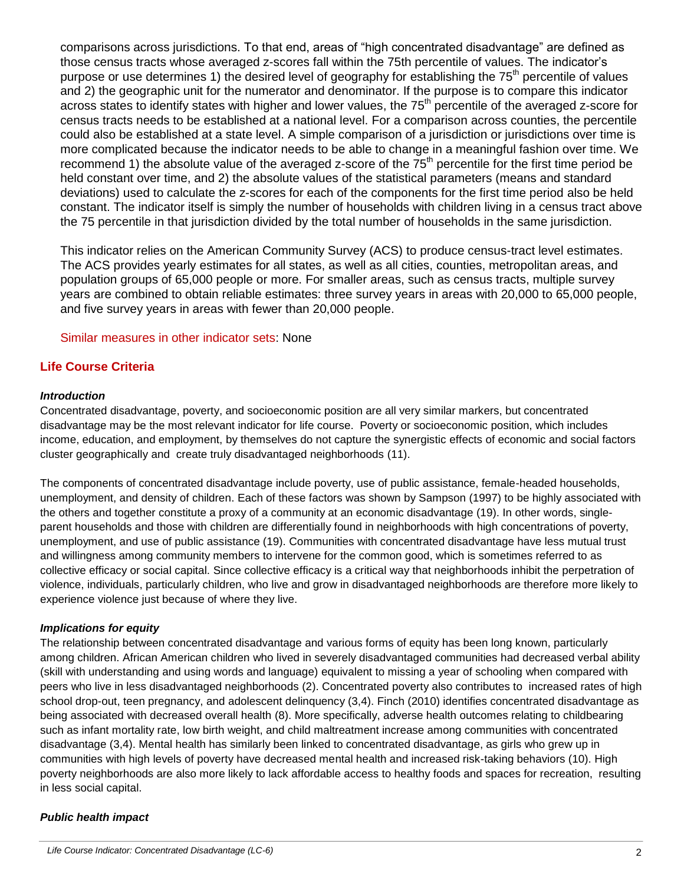comparisons across jurisdictions. To that end, areas of "high concentrated disadvantage" are defined as those census tracts whose averaged z-scores fall within the 75th percentile of values. The indicator's purpose or use determines 1) the desired level of geography for establishing the 75$^{th}$ percentile of values and 2) the geographic unit for the numerator and denominator. If the purpose is to compare this indicator across states to identify states with higher and lower values, the 75$^{th}$ percentile of the averaged z-score for census tracts needs to be established at a national level. For a comparison across counties, the percentile could also be established at a state level. A simple comparison of a jurisdiction or jurisdictions over time is more complicated because the indicator needs to be able to change in a meaningful fashion over time. We recommend 1) the absolute value of the averaged z-score of the 75$^{th}$ percentile for the first time period be held constant over time, and 2) the absolute values of the statistical parameters (means and standard deviations) used to calculate the z-scores for each of the components for the first time period also be held constant. The indicator itself is simply the number of households with children living in a census tract above the 75 percentile in that jurisdiction divided by the total number of households in the same jurisdiction.

This indicator relies on the American Community Survey (ACS) to produce census-tract level estimates. The ACS provides yearly estimates for all states, as well as all cities, counties, metropolitan areas, and population groups of 65,000 people or more. For smaller areas, such as census tracts, multiple survey years are combined to obtain reliable estimates: three survey years in areas with 20,000 to 65,000 people, and five survey years in areas with fewer than 20,000 people.

Similar measures in other indicator sets: None

## Life Course Criteria

### *Introduction*

Concentrated disadvantage, poverty, and socioeconomic position are all very similar markers, but concentrated disadvantage may be the most relevant indicator for life course. Poverty or socioeconomic position, which includes income, education, and employment, by themselves do not capture the synergistic effects of economic and social factors cluster geographically and create truly disadvantaged neighborhoods (11).

The components of concentrated disadvantage include poverty, use of public assistance, female-headed households, unemployment, and density of children. Each of these factors was shown by Sampson (1997) to be highly associated with the others and together constitute a proxy of a community at an economic disadvantage (19). In other words, single-parent households and those with children are differentially found in neighborhoods with high concentrations of poverty, unemployment, and use of public assistance (19). Communities with concentrated disadvantage have less mutual trust and willingness among community members to intervene for the common good, which is sometimes referred to as collective efficacy or social capital. Since collective efficacy is a critical way that neighborhoods inhibit the perpetration of violence, individuals, particularly children, who live and grow in disadvantaged neighborhoods are therefore more likely to experience violence just because of where they live.

### *Implications for equity*

The relationship between concentrated disadvantage and various forms of equity has been long known, particularly among children. African American children who lived in severely disadvantaged communities had decreased verbal ability (skill with understanding and using words and language) equivalent to missing a year of schooling when compared with peers who live in less disadvantaged neighborhoods (2). Concentrated poverty also contributes to increased rates of high school drop-out, teen pregnancy, and adolescent delinquency (3,4). Finch (2010) identifies concentrated disadvantage as being associated with decreased overall health (8). More specifically, adverse health outcomes relating to childbearing such as infant mortality rate, low birth weight, and child maltreatment increase among communities with concentrated disadvantage (3,4). Mental health has similarly been linked to concentrated disadvantage, as girls who grew up in communities with high levels of poverty have decreased mental health and increased risk-taking behaviors (10). High poverty neighborhoods are also more likely to lack affordable access to healthy foods and spaces for recreation, resulting in less social capital.

### *Public health impact*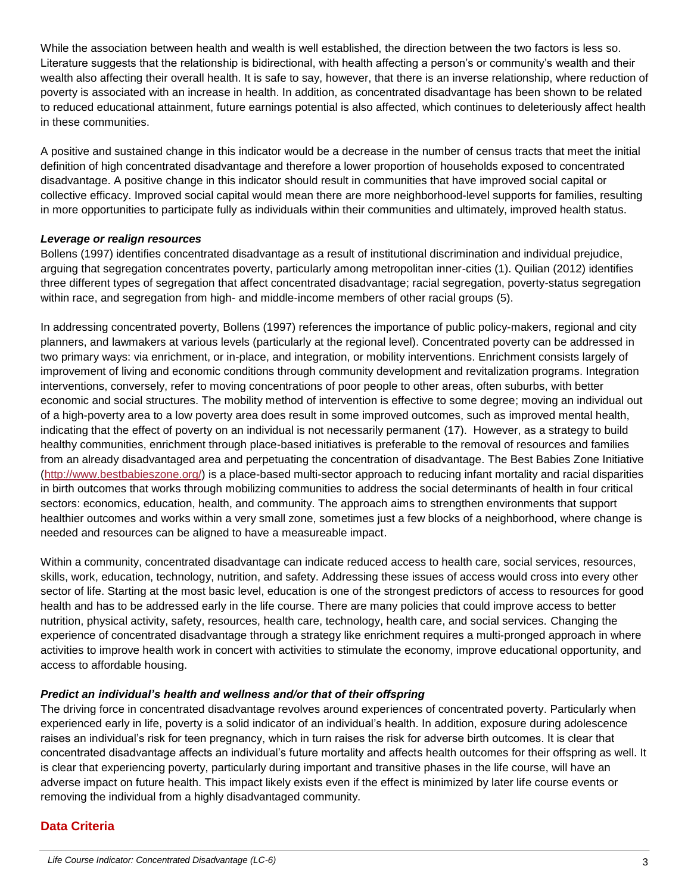While the association between health and wealth is well established, the direction between the two factors is less so. Literature suggests that the relationship is bidirectional, with health affecting a person's or community's wealth and their wealth also affecting their overall health. It is safe to say, however, that there is an inverse relationship, where reduction of poverty is associated with an increase in health. In addition, as concentrated disadvantage has been shown to be related to reduced educational attainment, future earnings potential is also affected, which continues to deleteriously affect health in these communities.

A positive and sustained change in this indicator would be a decrease in the number of census tracts that meet the initial definition of high concentrated disadvantage and therefore a lower proportion of households exposed to concentrated disadvantage. A positive change in this indicator should result in communities that have improved social capital or collective efficacy. Improved social capital would mean there are more neighborhood-level supports for families, resulting in more opportunities to participate fully as individuals within their communities and ultimately, improved health status.

***Leverage or realign resources***

Bollens (1997) identifies concentrated disadvantage as a result of institutional discrimination and individual prejudice, arguing that segregation concentrates poverty, particularly among metropolitan inner-cities (1). Quilian (2012) identifies three different types of segregation that affect concentrated disadvantage; racial segregation, poverty-status segregation within race, and segregation from high- and middle-income members of other racial groups (5).

In addressing concentrated poverty, Bollens (1997) references the importance of public policy-makers, regional and city planners, and lawmakers at various levels (particularly at the regional level). Concentrated poverty can be addressed in two primary ways: via enrichment, or in-place, and integration, or mobility interventions. Enrichment consists largely of improvement of living and economic conditions through community development and revitalization programs. Integration interventions, conversely, refer to moving concentrations of poor people to other areas, often suburbs, with better economic and social structures. The mobility method of intervention is effective to some degree; moving an individual out of a high-poverty area to a low poverty area does result in some improved outcomes, such as improved mental health, indicating that the effect of poverty on an individual is not necessarily permanent (17). However, as a strategy to build healthy communities, enrichment through place-based initiatives is preferable to the removal of resources and families from an already disadvantaged area and perpetuating the concentration of disadvantage. The Best Babies Zone Initiative ([http://www.bestbabieszone.org/](http://www.bestbabieszone.org/)) is a place-based multi-sector approach to reducing infant mortality and racial disparities in birth outcomes that works through mobilizing communities to address the social determinants of health in four critical sectors: economics, education, health, and community. The approach aims to strengthen environments that support healthier outcomes and works within a very small zone, sometimes just a few blocks of a neighborhood, where change is needed and resources can be aligned to have a measureable impact.

Within a community, concentrated disadvantage can indicate reduced access to health care, social services, resources, skills, work, education, technology, nutrition, and safety. Addressing these issues of access would cross into every other sector of life. Starting at the most basic level, education is one of the strongest predictors of access to resources for good health and has to be addressed early in the life course. There are many policies that could improve access to better nutrition, physical activity, safety, resources, health care, technology, health care, and social services. Changing the experience of concentrated disadvantage through a strategy like enrichment requires a multi-pronged approach in where activities to improve health work in concert with activities to stimulate the economy, improve educational opportunity, and access to affordable housing.

***Predict an individual's health and wellness and/or that of their offspring***

The driving force in concentrated disadvantage revolves around experiences of concentrated poverty. Particularly when experienced early in life, poverty is a solid indicator of an individual's health. In addition, exposure during adolescence raises an individual's risk for teen pregnancy, which in turn raises the risk for adverse birth outcomes. It is clear that concentrated disadvantage affects an individual's future mortality and affects health outcomes for their offspring as well. It is clear that experiencing poverty, particularly during important and transitive phases in the life course, will have an adverse impact on future health. This impact likely exists even if the effect is minimized by later life course events or removing the individual from a highly disadvantaged community.

## Data Criteria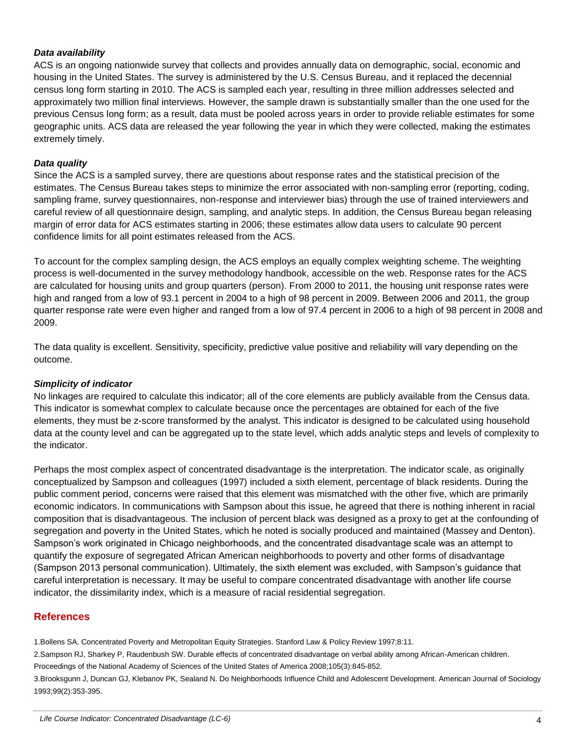### *Data availability*

ACS is an ongoing nationwide survey that collects and provides annually data on demographic, social, economic and housing in the United States. The survey is administered by the U.S. Census Bureau, and it replaced the decennial census long form starting in 2010. The ACS is sampled each year, resulting in three million addresses selected and approximately two million final interviews. However, the sample drawn is substantially smaller than the one used for the previous Census long form; as a result, data must be pooled across years in order to provide reliable estimates for some geographic units. ACS data are released the year following the year in which they were collected, making the estimates extremely timely.

### *Data quality*

Since the ACS is a sampled survey, there are questions about response rates and the statistical precision of the estimates. The Census Bureau takes steps to minimize the error associated with non-sampling error (reporting, coding, sampling frame, survey questionnaires, non-response and interviewer bias) through the use of trained interviewers and careful review of all questionnaire design, sampling, and analytic steps. In addition, the Census Bureau began releasing margin of error data for ACS estimates starting in 2006; these estimates allow data users to calculate 90 percent confidence limits for all point estimates released from the ACS.

To account for the complex sampling design, the ACS employs an equally complex weighting scheme. The weighting process is well-documented in the survey methodology handbook, accessible on the web. Response rates for the ACS are calculated for housing units and group quarters (person). From 2000 to 2011, the housing unit response rates were high and ranged from a low of 93.1 percent in 2004 to a high of 98 percent in 2009. Between 2006 and 2011, the group quarter response rate were even higher and ranged from a low of 97.4 percent in 2006 to a high of 98 percent in 2008 and 2009.

The data quality is excellent. Sensitivity, specificity, predictive value positive and reliability will vary depending on the outcome.

### *Simplicity of indicator*

No linkages are required to calculate this indicator; all of the core elements are publicly available from the Census data. This indicator is somewhat complex to calculate because once the percentages are obtained for each of the five elements, they must be z-score transformed by the analyst. This indicator is designed to be calculated using household data at the county level and can be aggregated up to the state level, which adds analytic steps and levels of complexity to the indicator.

Perhaps the most complex aspect of concentrated disadvantage is the interpretation. The indicator scale, as originally conceptualized by Sampson and colleagues (1997) included a sixth element, percentage of black residents. During the public comment period, concerns were raised that this element was mismatched with the other five, which are primarily economic indicators. In communications with Sampson about this issue, he agreed that there is nothing inherent in racial composition that is disadvantageous. The inclusion of percent black was designed as a proxy to get at the confounding of segregation and poverty in the United States, which he noted is socially produced and maintained (Massey and Denton). Sampson's work originated in Chicago neighborhoods, and the concentrated disadvantage scale was an attempt to quantify the exposure of segregated African American neighborhoods to poverty and other forms of disadvantage (Sampson 2013 personal communication). Ultimately, the sixth element was excluded, with Sampson's guidance that careful interpretation is necessary. It may be useful to compare concentrated disadvantage with another life course indicator, the dissimilarity index, which is a measure of racial residential segregation.

## References

1.Bollens SA. Concentrated Poverty and Metropolitan Equity Strategies. Stanford Law & Policy Review 1997;8:11.

2.Sampson RJ, Sharkey P, Raudenbush SW. Durable effects of concentrated disadvantage on verbal ability among African-American children. Proceedings of the National Academy of Sciences of the United States of America 2008;105(3):845-852.

3.Brooksgunn J, Duncan GJ, Klebanov PK, Sealand N. Do Neighborhoods Influence Child and Adolescent Development. American Journal of Sociology 1993;99(2):353-395.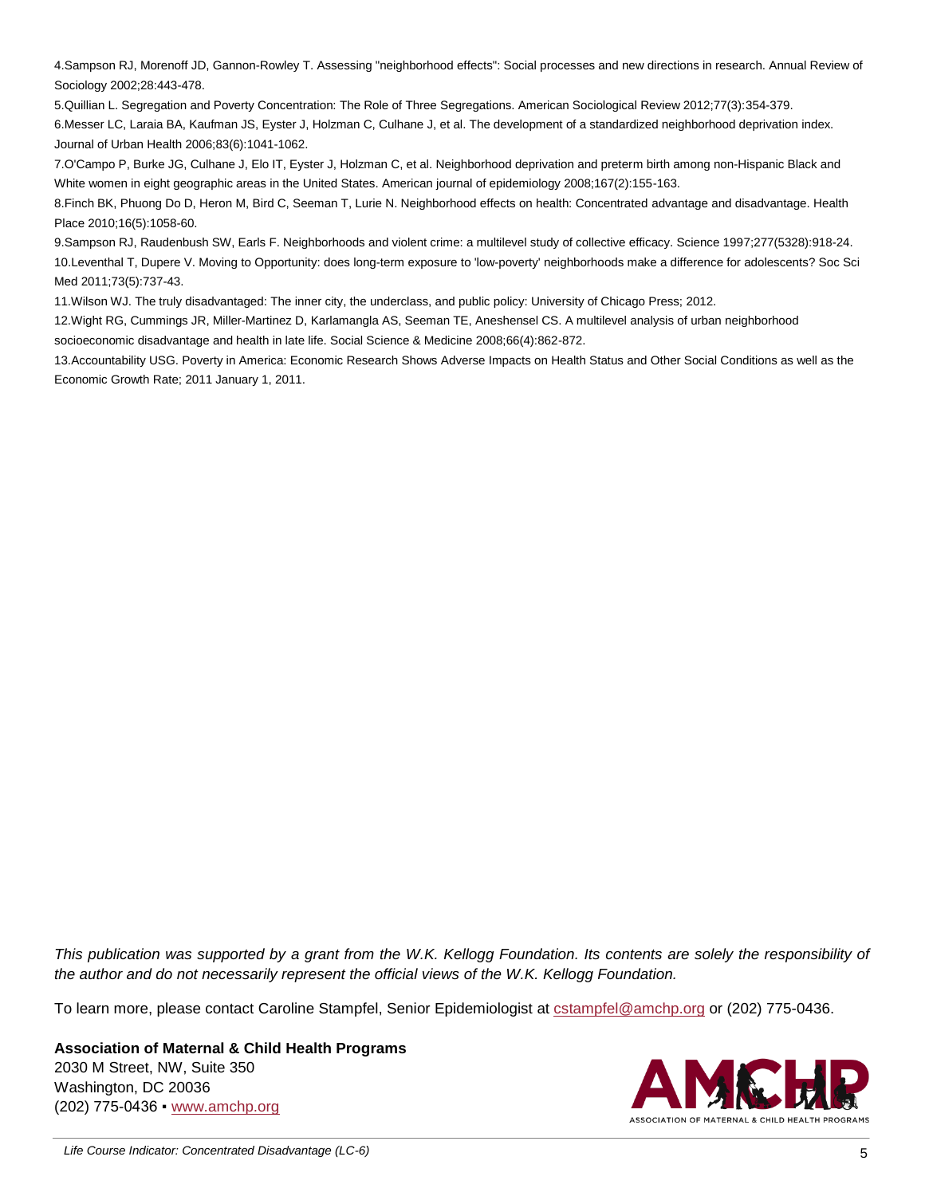4. Sampson RJ, Morenoff JD, Gannon-Rowley T. Assessing "neighborhood effects": Social processes and new directions in research. Annual Review of Sociology 2002;28:443-478.

5. Quillian L. Segregation and Poverty Concentration: The Role of Three Segregations. American Sociological Review 2012;77(3):354-379.

6. Messer LC, Laraia BA, Kaufman JS, Eyster J, Holzman C, Culhane J, et al. The development of a standardized neighborhood deprivation index. Journal of Urban Health 2006;83(6):1041-1062.

7. O'Campo P, Burke JG, Culhane J, Elo IT, Eyster J, Holzman C, et al. Neighborhood deprivation and preterm birth among non-Hispanic Black and White women in eight geographic areas in the United States. American journal of epidemiology 2008;167(2):155-163.

8. Finch BK, Phuong Do D, Heron M, Bird C, Seeman T, Lurie N. Neighborhood effects on health: Concentrated advantage and disadvantage. Health Place 2010;16(5):1058-60.

9. Sampson RJ, Raudenbush SW, Earls F. Neighborhoods and violent crime: a multilevel study of collective efficacy. Science 1997;277(5328):918-24.

10. Leventhal T, Dupere V. Moving to Opportunity: does long-term exposure to 'low-poverty' neighborhoods make a difference for adolescents? Soc Sci Med 2011;73(5):737-43.

11. Wilson WJ. The truly disadvantaged: The inner city, the underclass, and public policy: University of Chicago Press; 2012.

12. Wight RG, Cummings JR, Miller-Martinez D, Karlamangla AS, Seeman TE, Aneshensel CS. A multilevel analysis of urban neighborhood socioeconomic disadvantage and health in late life. Social Science & Medicine 2008;66(4):862-872.

13. Accountability USG. Poverty in America: Economic Research Shows Adverse Impacts on Health Status and Other Social Conditions as well as the Economic Growth Rate; 2011 January 1, 2011.

*This publication was supported by a grant from the W.K. Kellogg Foundation. Its contents are solely the responsibility of the author and do not necessarily represent the official views of the W.K. Kellogg Foundation.*

To learn more, please contact Caroline Stampfel, Senior Epidemiologist at cstampfel@amchp.org or (202) 775-0436.

**Association of Maternal & Child Health Programs**
2030 M Street, NW, Suite 350
Washington, DC 20036
(202) 775-0436 ▪ www.amchp.org

AMCHP
ASSOCIATION OF MATERNAL & CHILD HEALTH PROGRAMS